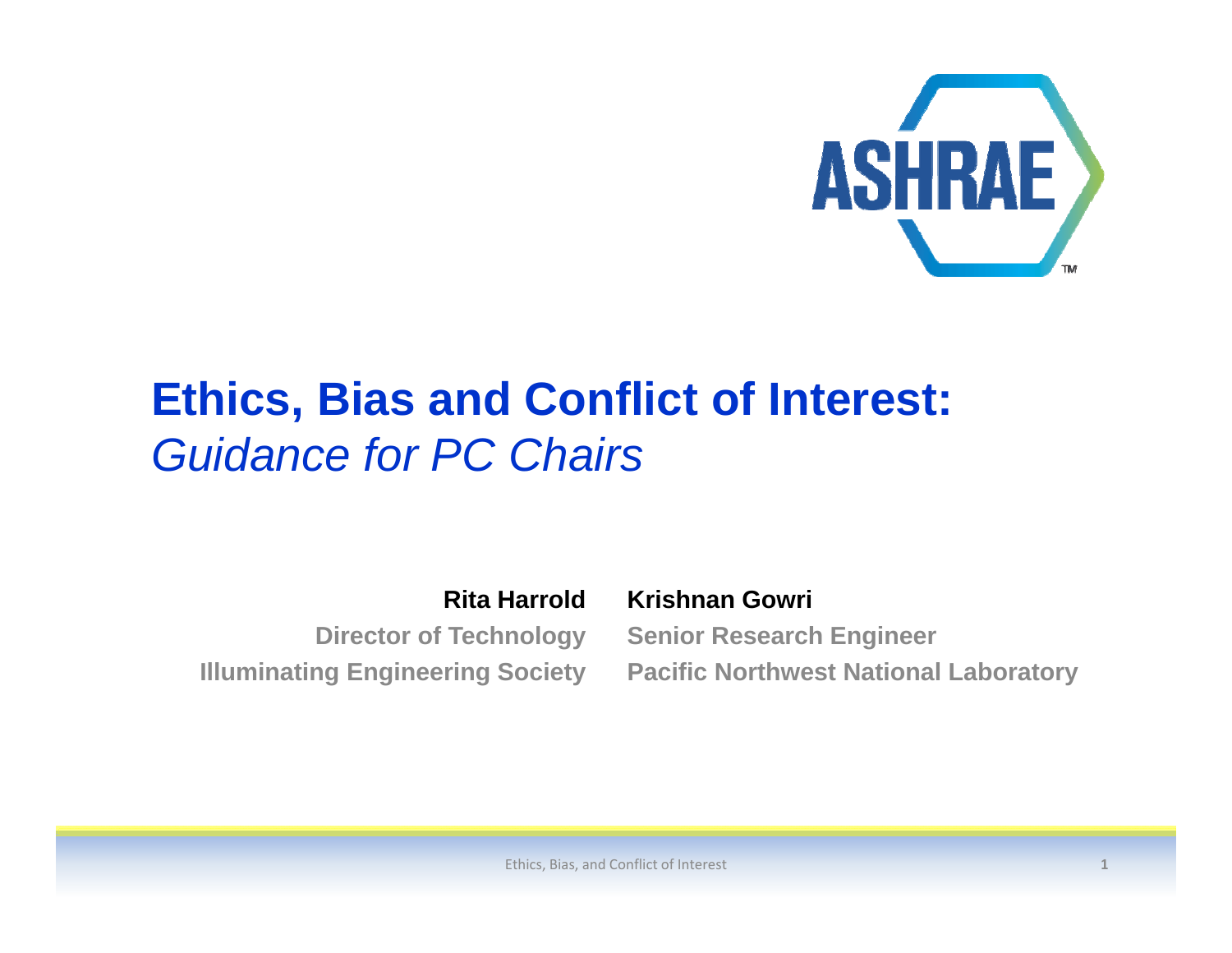# Ethics, Bias and Conflict of Interest:
## *Guidance for PC Chairs*

**Rita Harrold**
Director of Technology
Illuminating Engineering Society

**Krishnan Gowri**
Senior Research Engineer
Pacific Northwest National Laboratory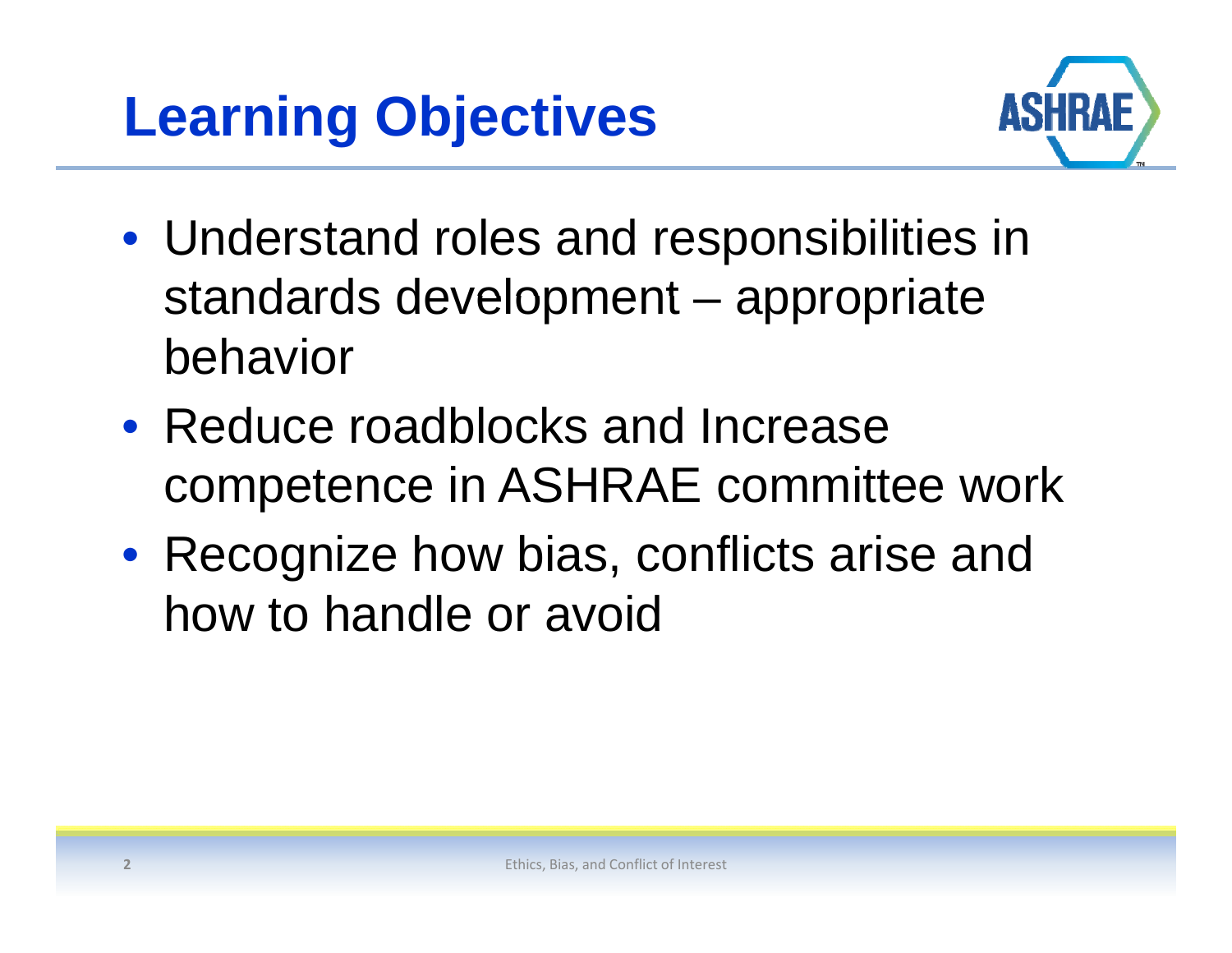# Learning Objectives

- Understand roles and responsibilities in standards development – appropriate behavior
- Reduce roadblocks and Increase competence in ASHRAE committee work
- Recognize how bias, conflicts arise and how to handle or avoid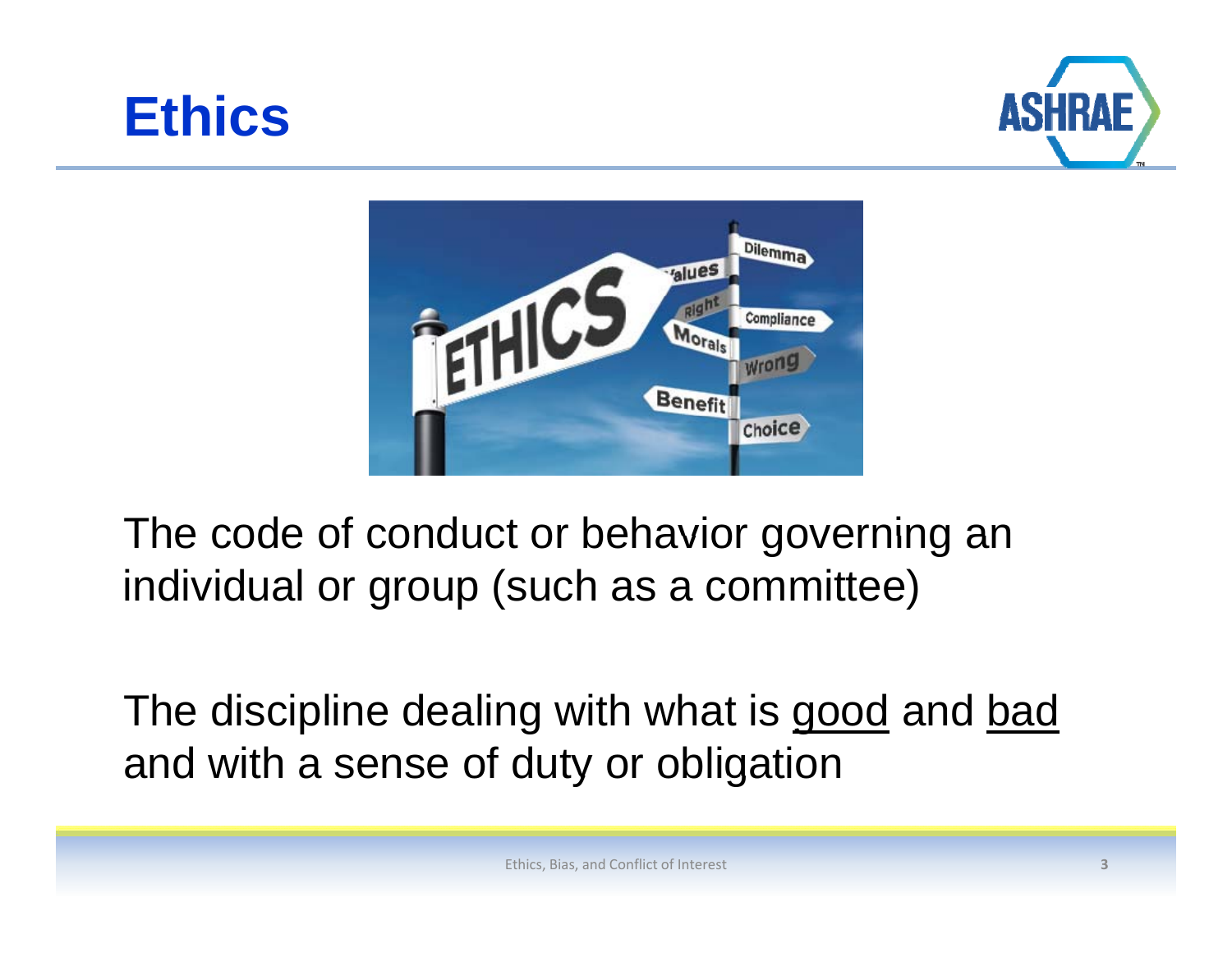# Ethics

The code of conduct or behavior governing an individual or group (such as a committee)

The discipline dealing with what is good and bad and with a sense of duty or obligation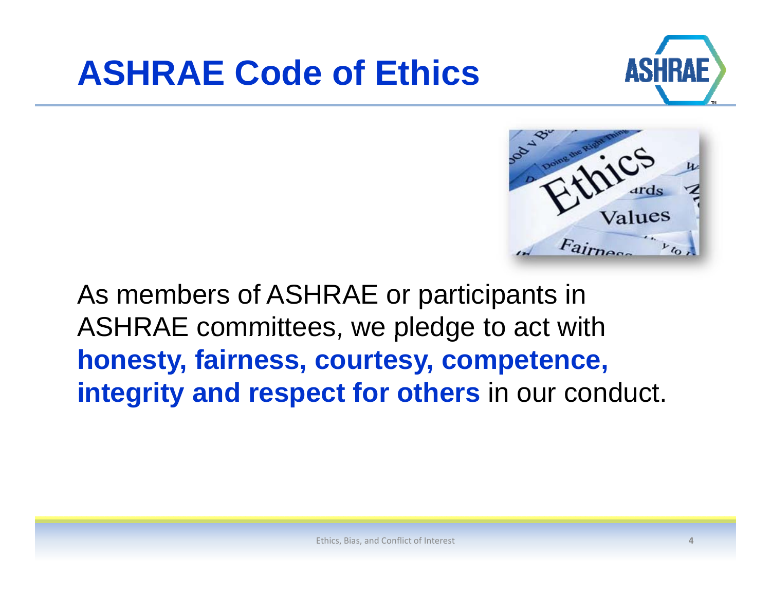# ASHRAE Code of Ethics

As members of ASHRAE or participants in ASHRAE committees, we pledge to act with **honesty, fairness, courtesy, competence, integrity and respect for others** in our conduct.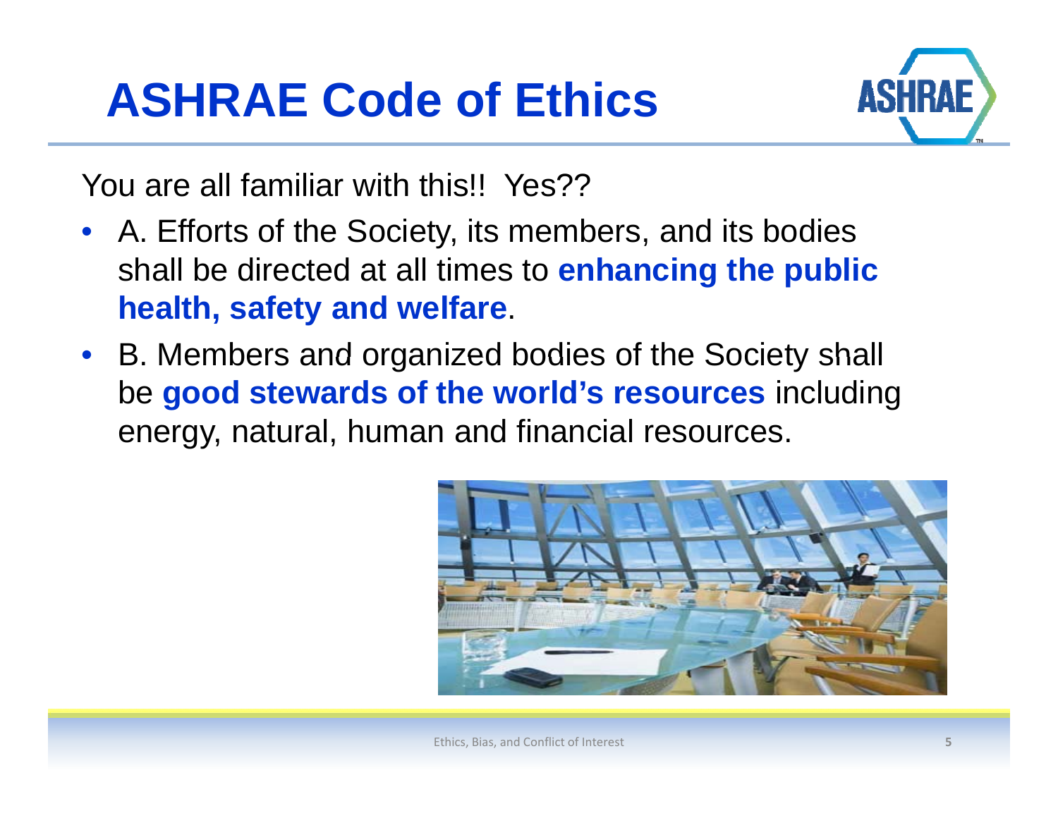# ASHRAE Code of Ethics

You are all familiar with this!! Yes??

- A. Efforts of the Society, its members, and its bodies shall be directed at all times to **enhancing the public health, safety and welfare**.
- B. Members and organized bodies of the Society shall be **good stewards of the world's resources** including energy, natural, human and financial resources.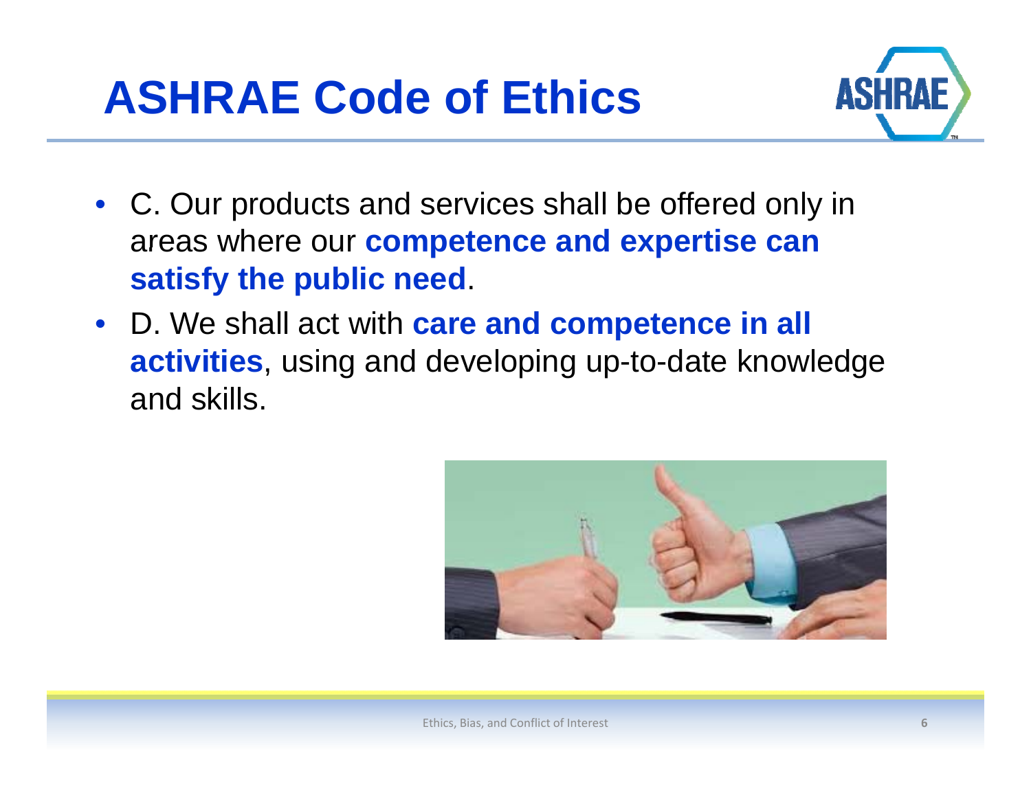# ASHRAE Code of Ethics

- C. Our products and services shall be offered only in areas where our **competence and expertise can satisfy the public need**.
- D. We shall act with **care and competence in all activities**, using and developing up-to-date knowledge and skills.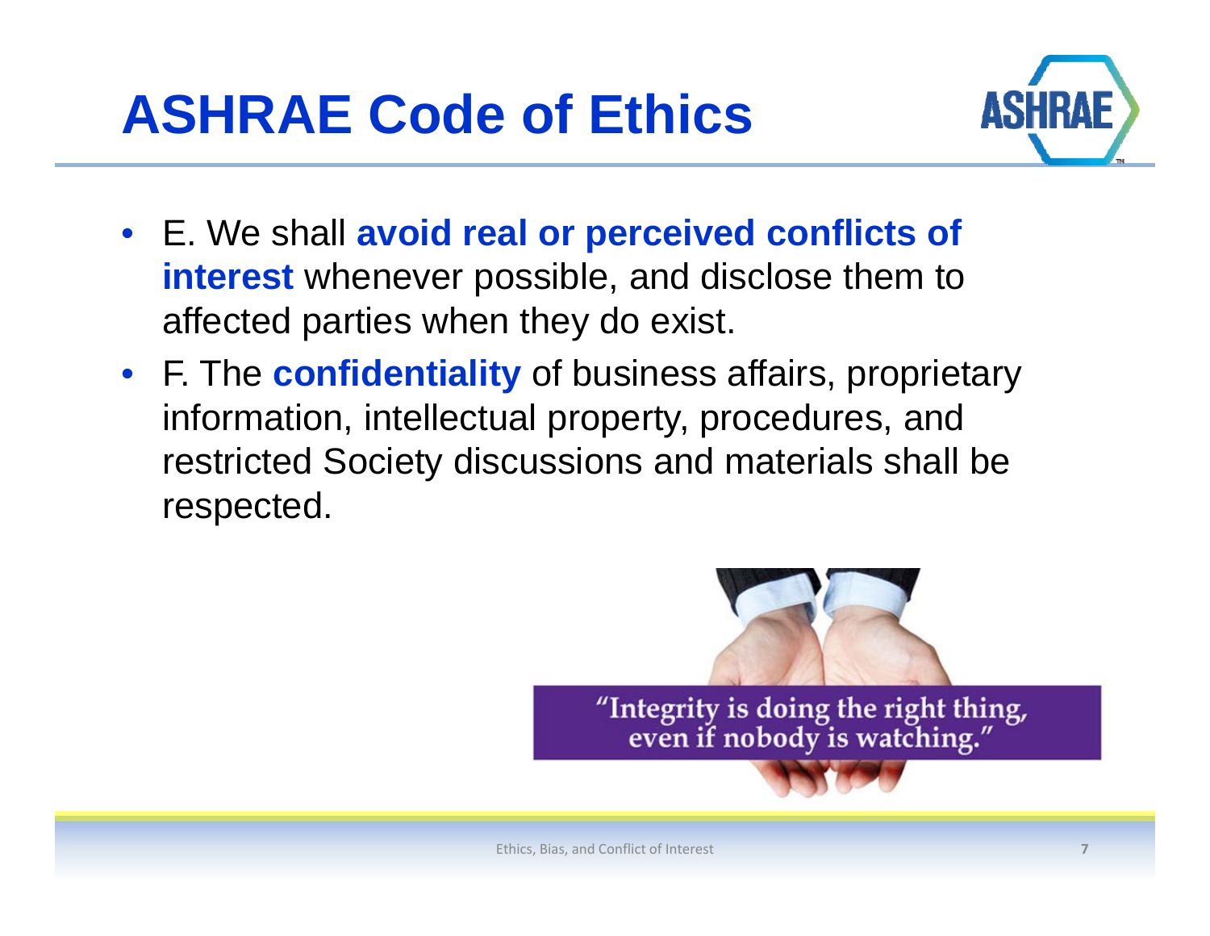# ASHRAE Code of Ethics

- E. We shall **avoid real or perceived conflicts of interest** whenever possible, and disclose them to affected parties when they do exist.
- F. The **confidentiality** of business affairs, proprietary information, intellectual property, procedures, and restricted Society discussions and materials shall be respected.

"Integrity is doing the right thing, even if nobody is watching."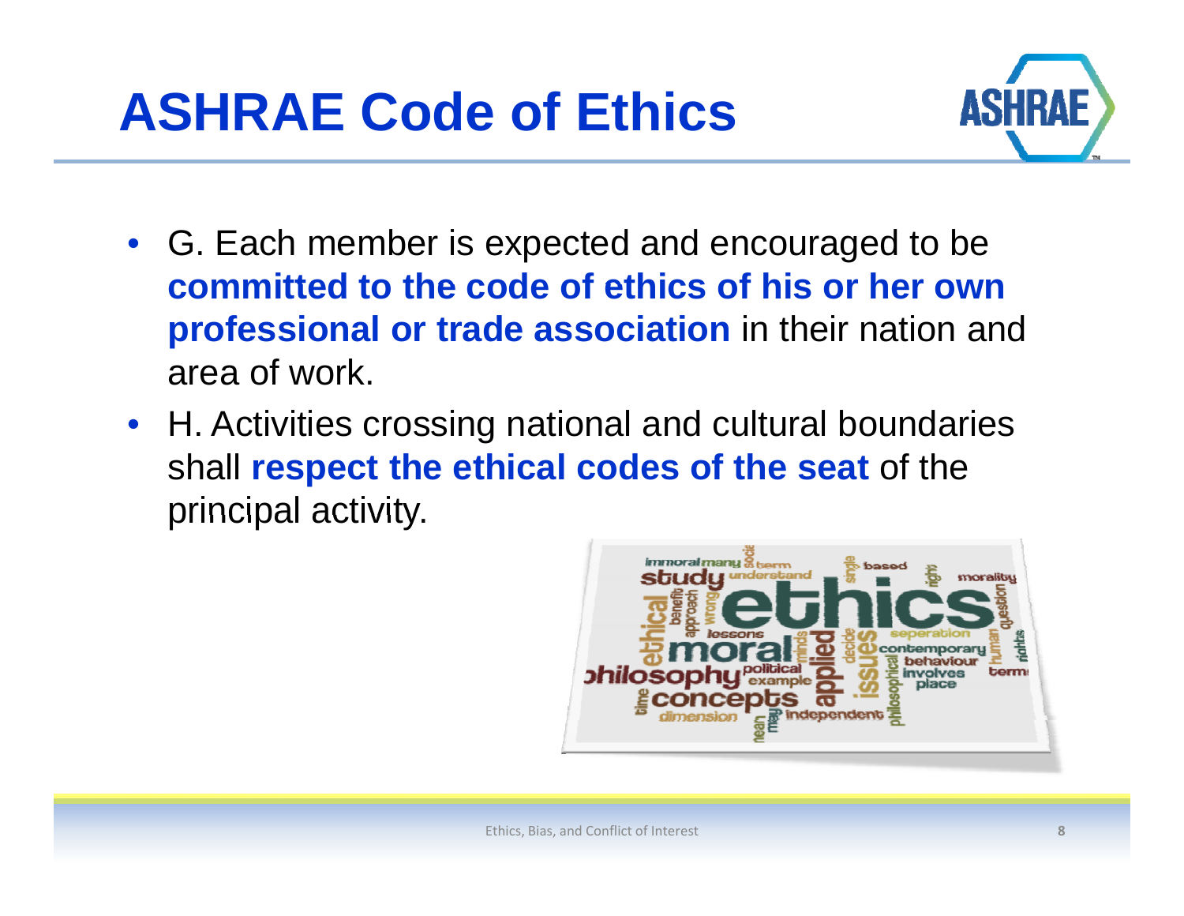# ASHRAE Code of Ethics

- G. Each member is expected and encouraged to be **committed to the code of ethics of his or her own professional or trade association** in their nation and area of work.
- H. Activities crossing national and cultural boundaries shall **respect the ethical codes of the seat** of the principal activity.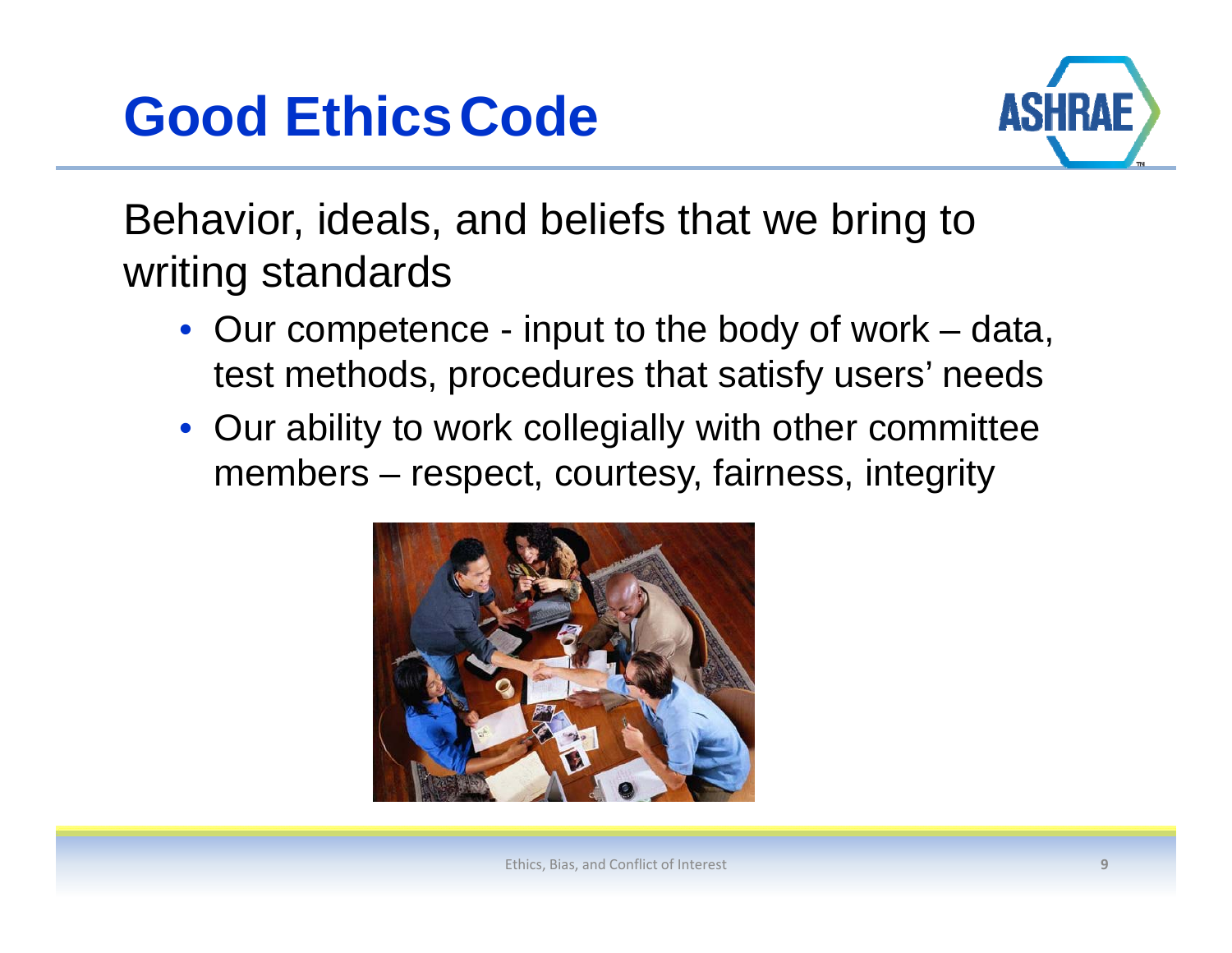# Good Ethics Code

Behavior, ideals, and beliefs that we bring to writing standards

- Our competence - input to the body of work – data, test methods, procedures that satisfy users' needs
- Our ability to work collegially with other committee members – respect, courtesy, fairness, integrity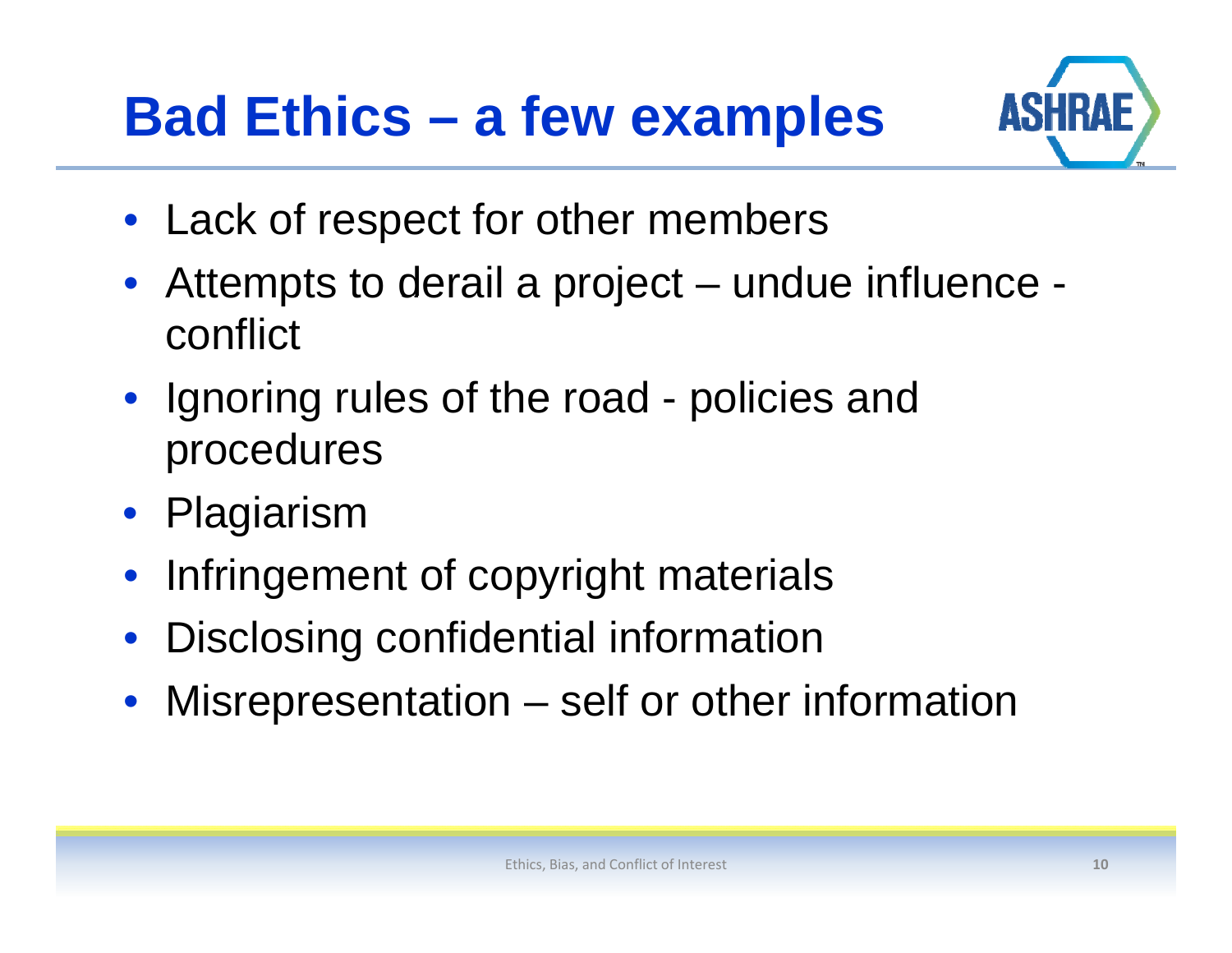# Bad Ethics – a few examples

- Lack of respect for other members
- Attempts to derail a project – undue influence - conflict
- Ignoring rules of the road - policies and procedures
- Plagiarism
- Infringement of copyright materials
- Disclosing confidential information
- Misrepresentation – self or other information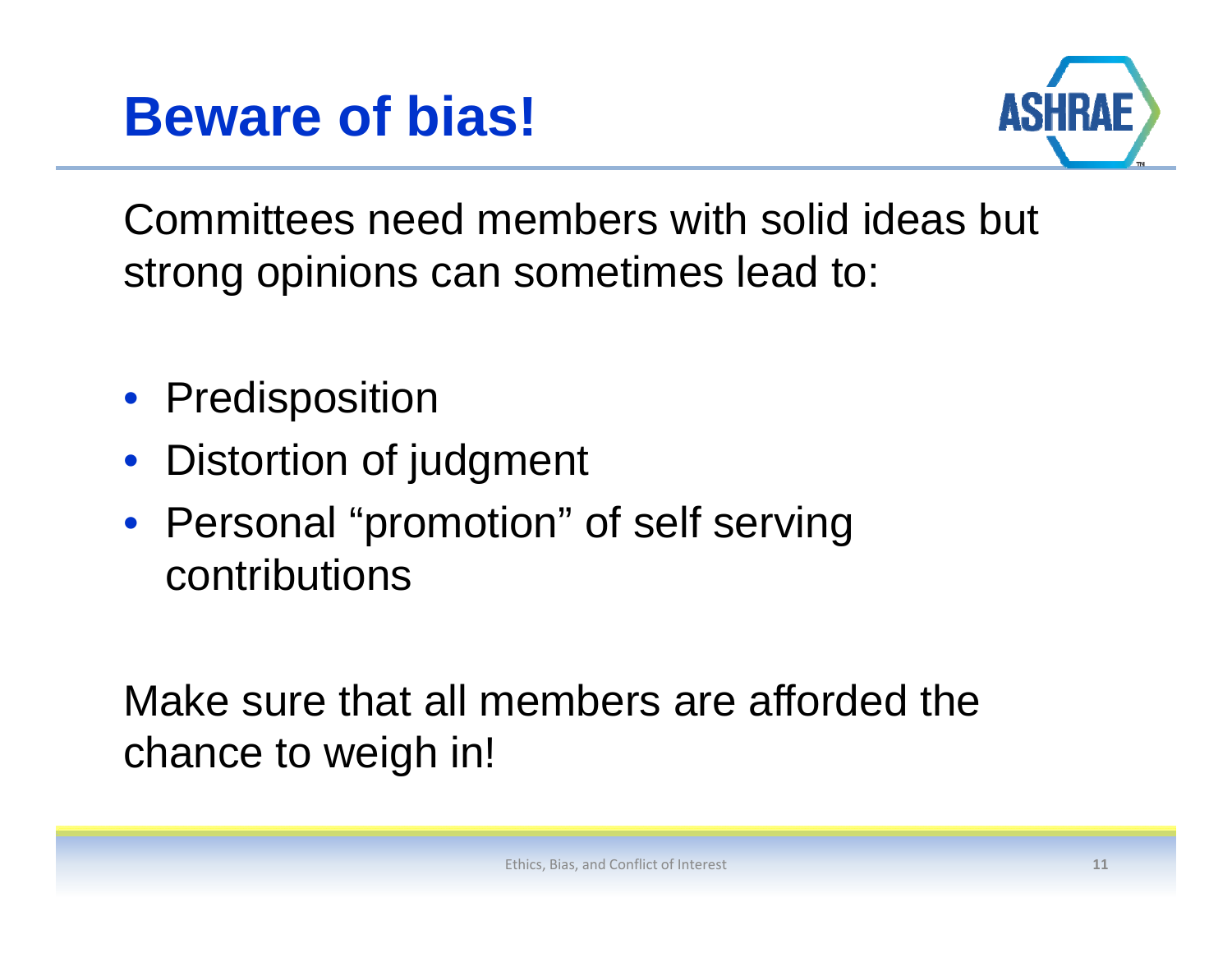# Beware of bias!

Committees need members with solid ideas but strong opinions can sometimes lead to:

- Predisposition
- Distortion of judgment
- Personal "promotion" of self serving contributions

Make sure that all members are afforded the chance to weigh in!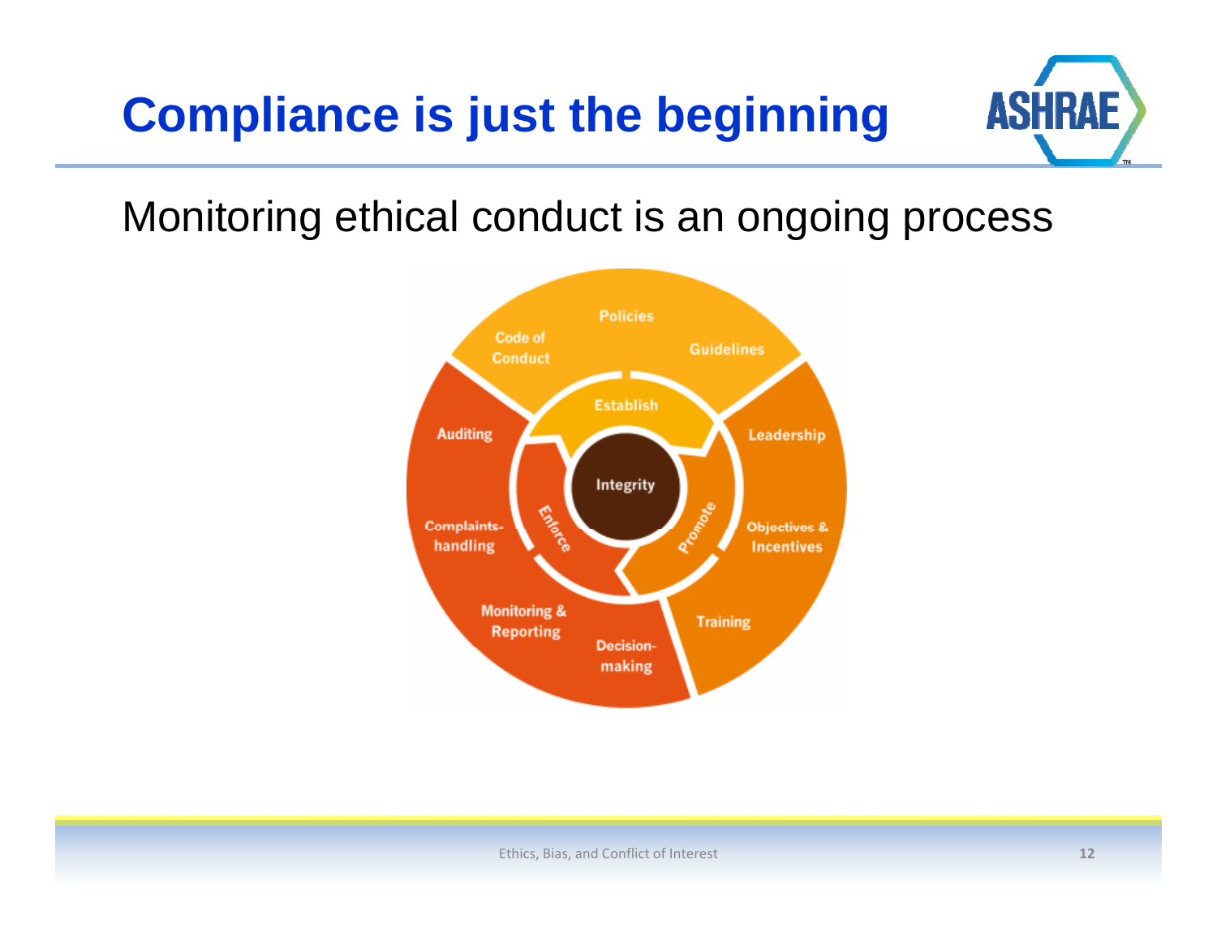# Compliance is just the beginning

Monitoring ethical conduct is an ongoing process

Integrity

Establish: Policies, Code of Conduct, Guidelines

Promote: Leadership, Objectives & Incentives, Training

Enforce: Auditing, Complaints-handling, Monitoring & Reporting, Decision-making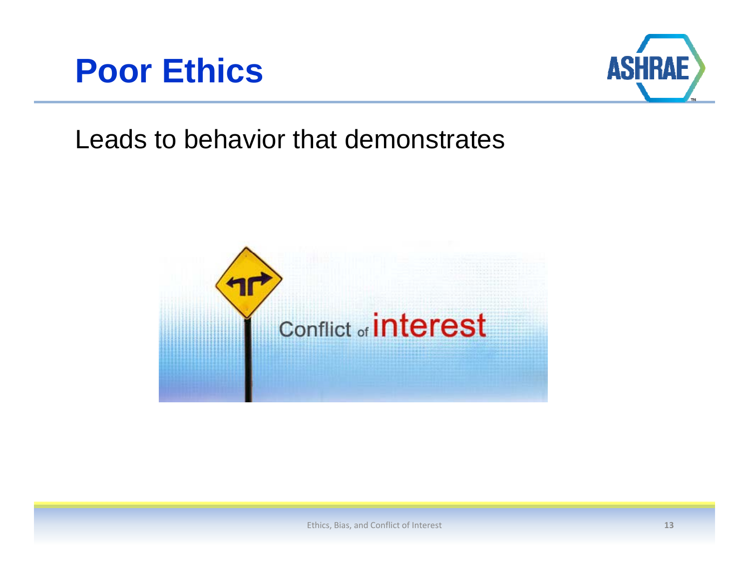# Poor Ethics

Leads to behavior that demonstrates

Conflict of interest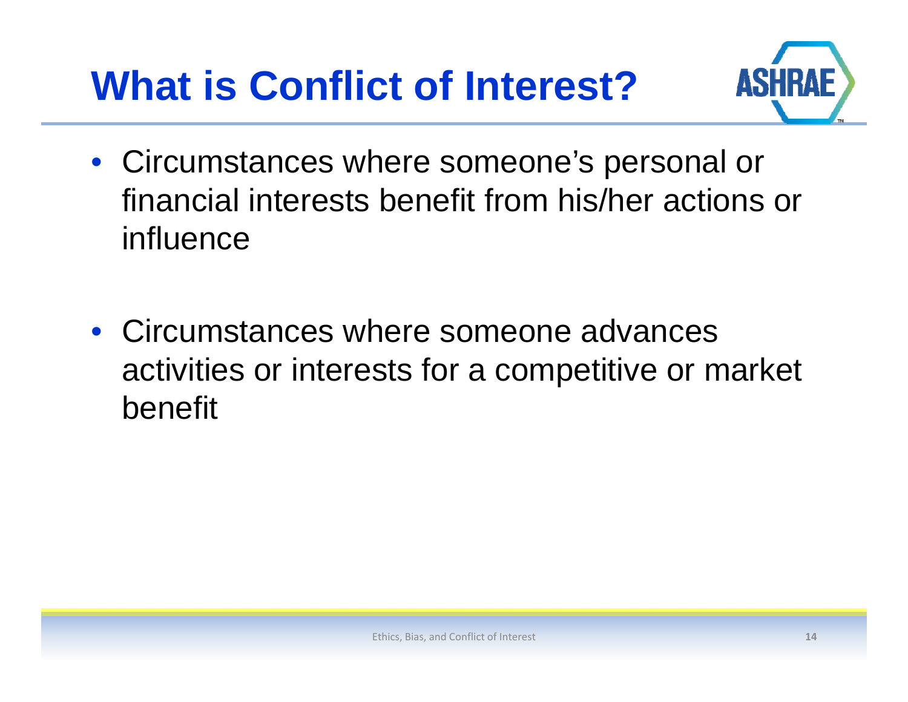# What is Conflict of Interest?

- Circumstances where someone's personal or financial interests benefit from his/her actions or influence

- Circumstances where someone advances activities or interests for a competitive or market benefit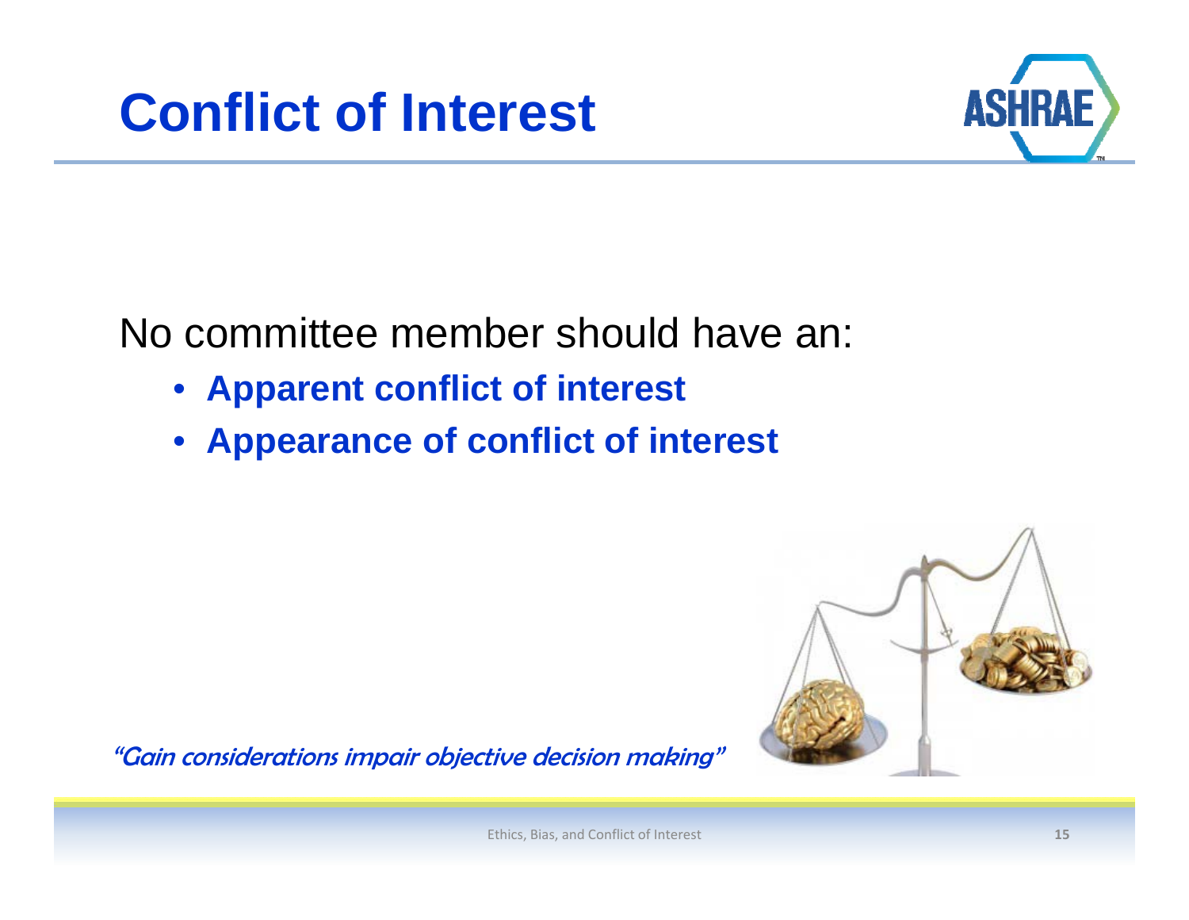# Conflict of Interest

No committee member should have an:

- **Apparent conflict of interest**
- **Appearance of conflict of interest**

*"Gain considerations impair objective decision making"*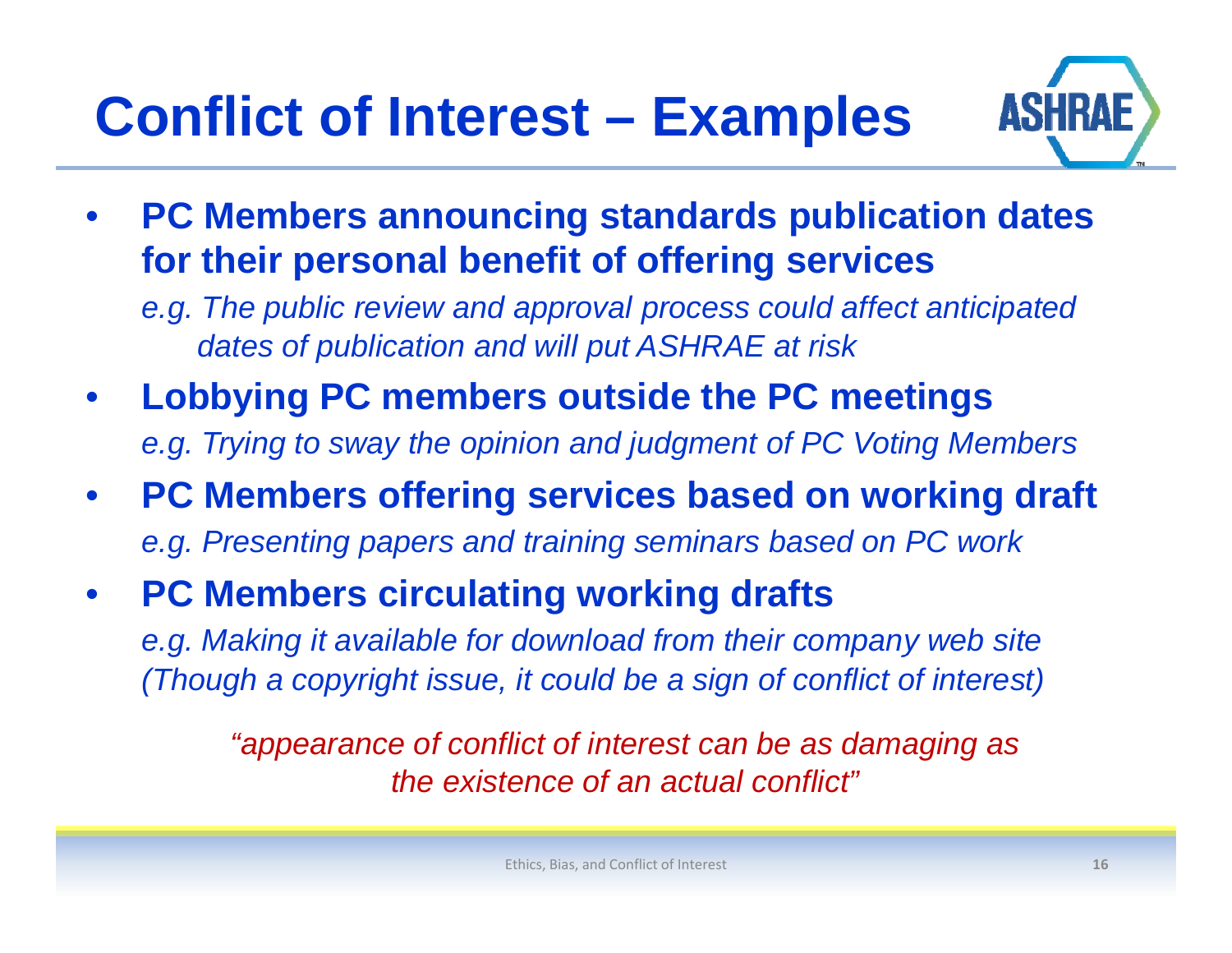# Conflict of Interest – Examples

- **PC Members announcing standards publication dates for their personal benefit of offering services**

  *e.g. The public review and approval process could affect anticipated dates of publication and will put ASHRAE at risk*

- **Lobbying PC members outside the PC meetings**

  *e.g. Trying to sway the opinion and judgment of PC Voting Members*

- **PC Members offering services based on working draft**

  *e.g. Presenting papers and training seminars based on PC work*

- **PC Members circulating working drafts**

  *e.g. Making it available for download from their company web site (Though a copyright issue, it could be a sign of conflict of interest)*

*"appearance of conflict of interest can be as damaging as the existence of an actual conflict"*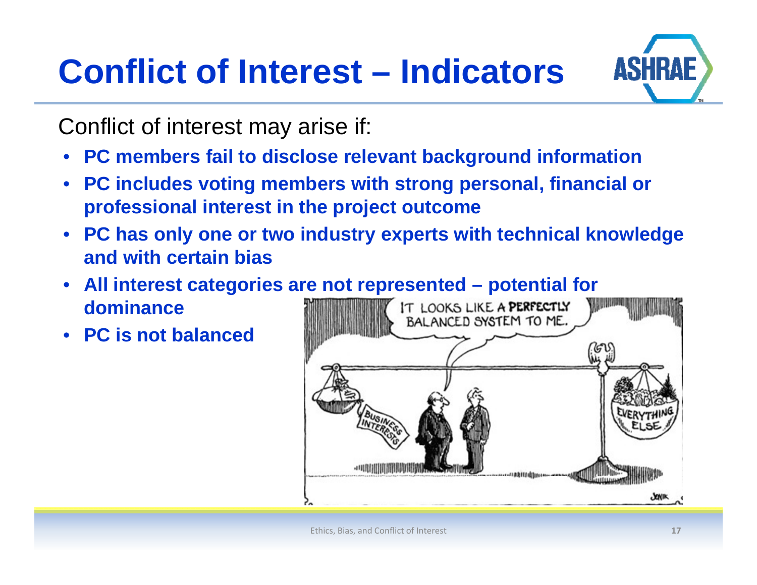# Conflict of Interest – Indicators

Conflict of interest may arise if:

- **PC members fail to disclose relevant background information**
- **PC includes voting members with strong personal, financial or professional interest in the project outcome**
- **PC has only one or two industry experts with technical knowledge and with certain bias**
- **All interest categories are not represented – potential for dominance**
- **PC is not balanced**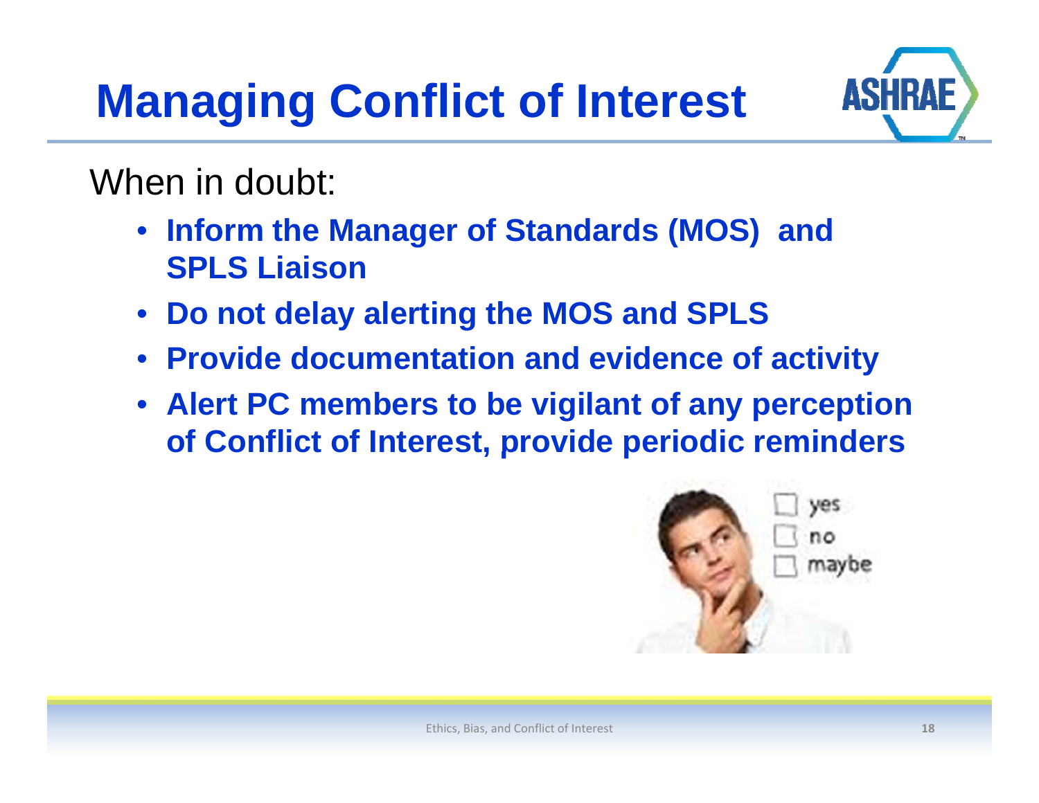# Managing Conflict of Interest

When in doubt:

- **Inform the Manager of Standards (MOS) and SPLS Liaison**
- **Do not delay alerting the MOS and SPLS**
- **Provide documentation and evidence of activity**
- **Alert PC members to be vigilant of any perception of Conflict of Interest, provide periodic reminders**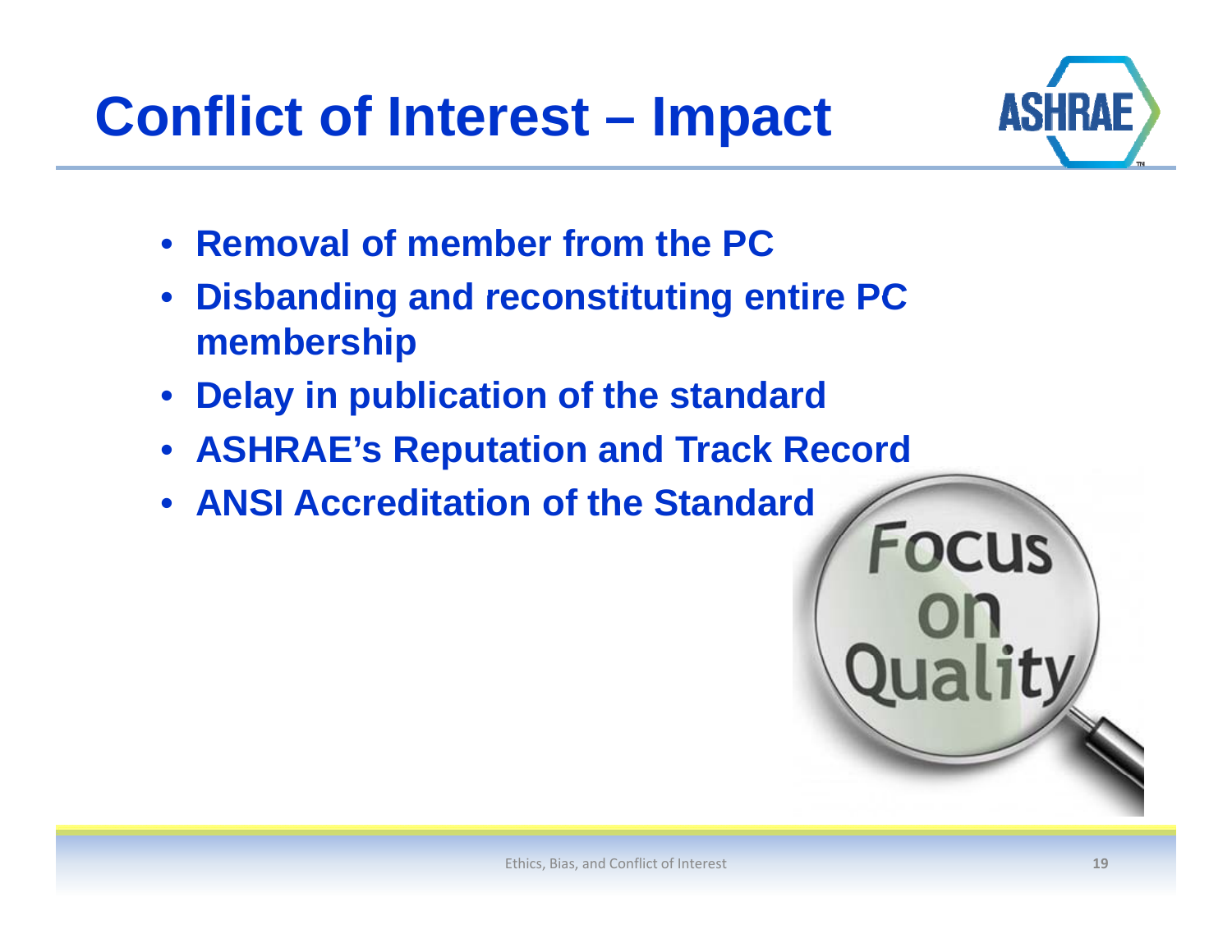# Conflict of Interest – Impact

- **Removal of member from the PC**
- **Disbanding and reconstituting entire PC membership**
- **Delay in publication of the standard**
- **ASHRAE's Reputation and Track Record**
- **ANSI Accreditation of the Standard**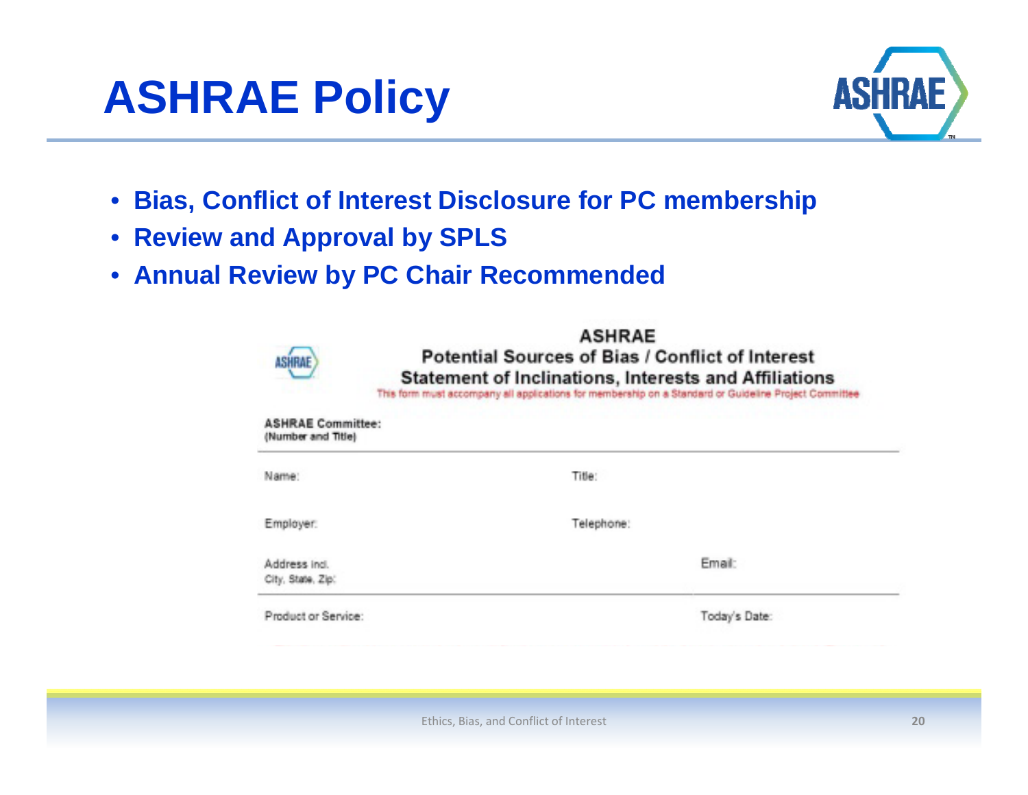# ASHRAE Policy

- **Bias, Conflict of Interest Disclosure for PC membership**
- **Review and Approval by SPLS**
- **Annual Review by PC Chair Recommended**

**ASHRAE**

**Potential Sources of Bias / Conflict of Interest**

**Statement of Inclinations, Interests and Affiliations**

This form must accompany all applications for membership on a Standard or Guideline Project Committee

**ASHRAE Committee:**
**(Number and Title)**

| | |
|---|---|
| Name: | Title: |
| Employer: | Telephone: |
| Address incl. City, State, Zip: | Email: |
| Product or Service: | Today's Date: |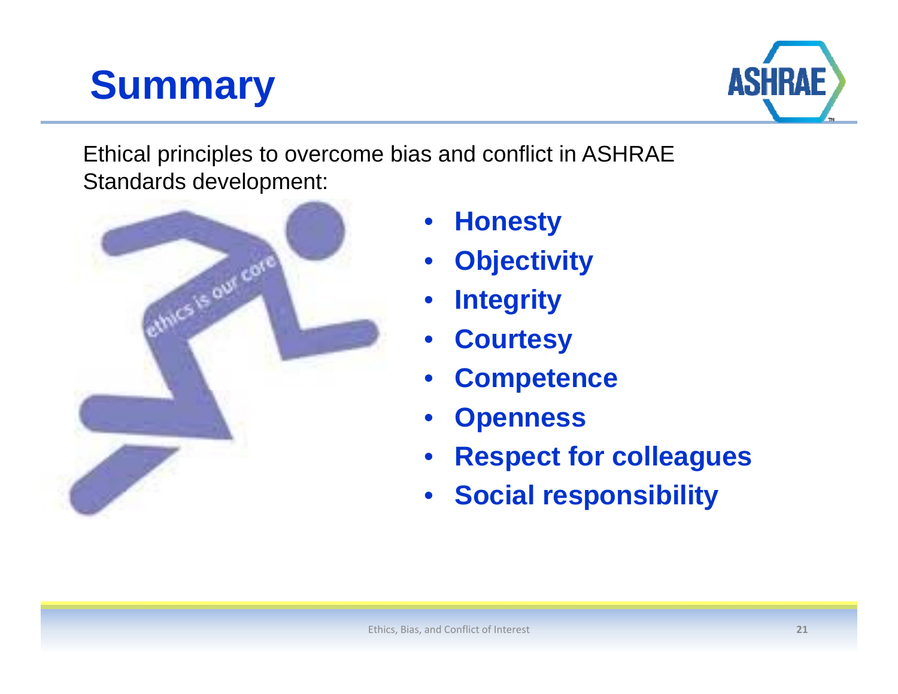# Summary

Ethical principles to overcome bias and conflict in ASHRAE Standards development:

- **Honesty**
- **Objectivity**
- **Integrity**
- **Courtesy**
- **Competence**
- **Openness**
- **Respect for colleagues**
- **Social responsibility**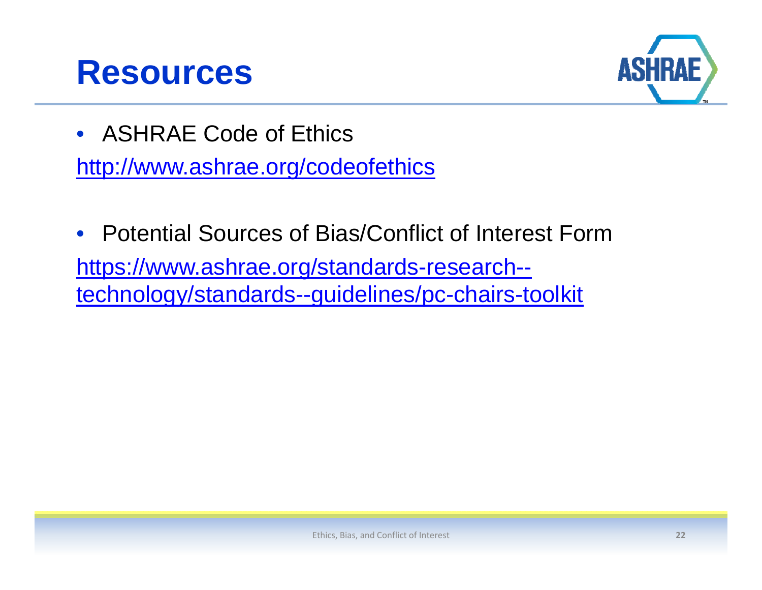# Resources

- ASHRAE Code of Ethics

http://www.ashrae.org/codeofethics

- Potential Sources of Bias/Conflict of Interest Form

https://www.ashrae.org/standards-research--technology/standards--guidelines/pc-chairs-toolkit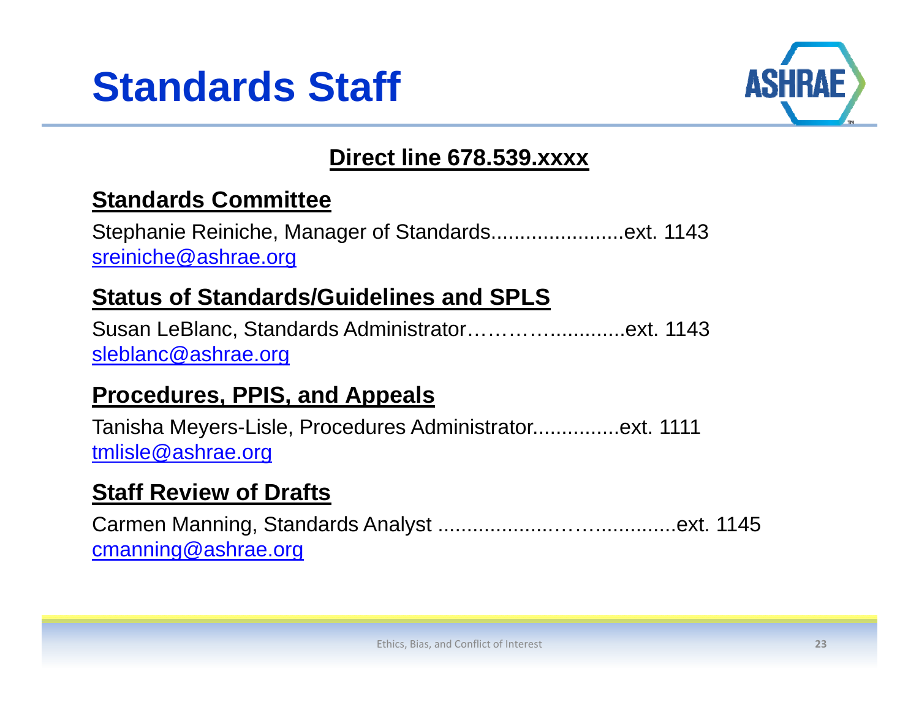# Standards Staff

**Direct line 678.539.xxxx**

## Standards Committee

Stephanie Reiniche, Manager of Standards.......................ext. 1143
sreiniche@ashrae.org

## Status of Standards/Guidelines and SPLS

Susan LeBlanc, Standards Administrator……………............ext. 1143
sleblanc@ashrae.org

## Procedures, PPIS, and Appeals

Tanisha Meyers-Lisle, Procedures Administrator...............ext. 1111
tmlisle@ashrae.org

## Staff Review of Drafts

Carmen Manning, Standards Analyst ....................…….............ext. 1145
cmanning@ashrae.org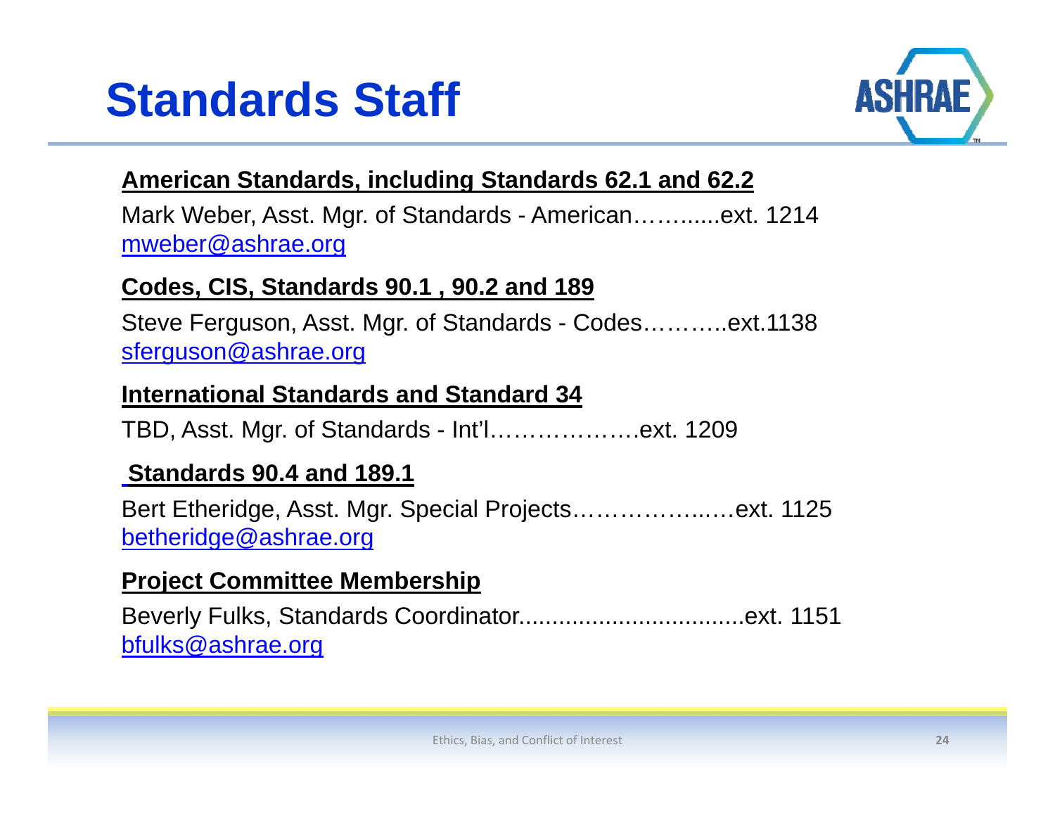# Standards Staff

**American Standards, including Standards 62.1 and 62.2**

Mark Weber, Asst. Mgr. of Standards - American……......ext. 1214
mweber@ashrae.org

**Codes, CIS, Standards 90.1 , 90.2 and 189**

Steve Ferguson, Asst. Mgr. of Standards - Codes………..ext.1138
sferguson@ashrae.org

**International Standards and Standard 34**

TBD, Asst. Mgr. of Standards - Int'l……………….ext. 1209

**Standards 90.4 and 189.1**

Bert Etheridge, Asst. Mgr. Special Projects……………..…ext. 1125
betheridge@ashrae.org

**Project Committee Membership**

Beverly Fulks, Standards Coordinator..................................ext. 1151
bfulks@ashrae.org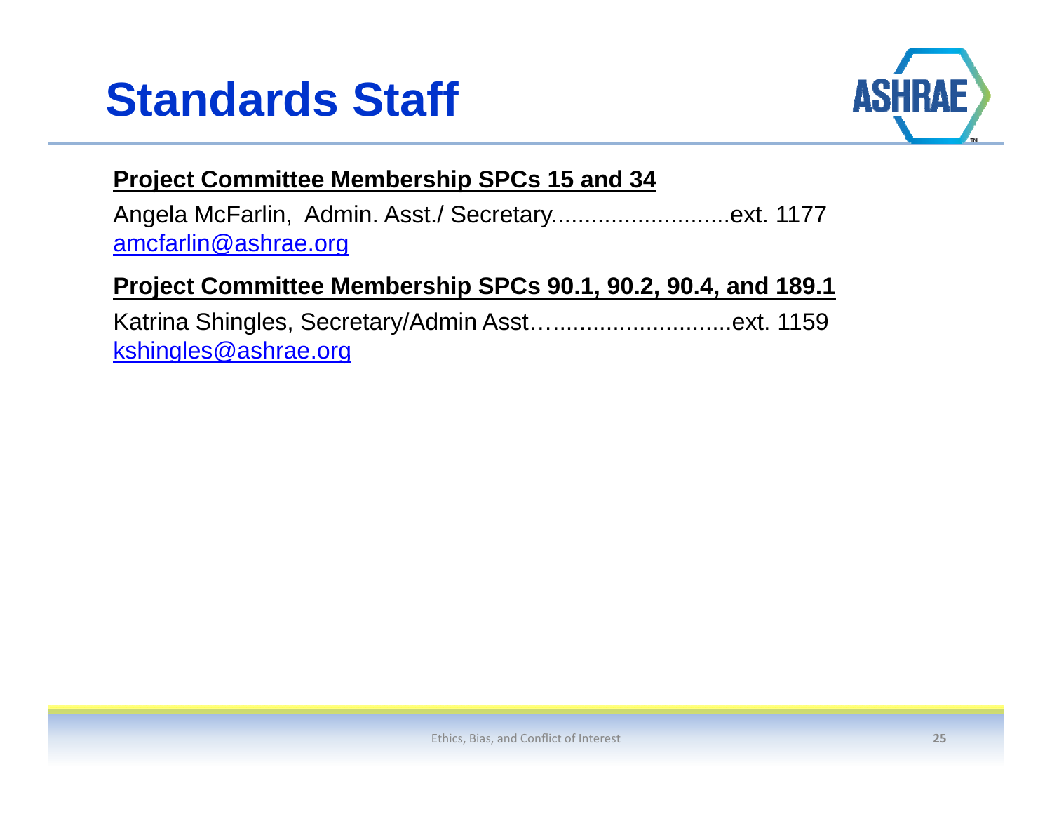# Standards Staff

**Project Committee Membership SPCs 15 and 34**

Angela McFarlin, Admin. Asst./ Secretary...........................ext. 1177
amcfarlin@ashrae.org

**Project Committee Membership SPCs 90.1, 90.2, 90.4, and 189.1**

Katrina Shingles, Secretary/Admin Asst…..........................ext. 1159
kshingles@ashrae.org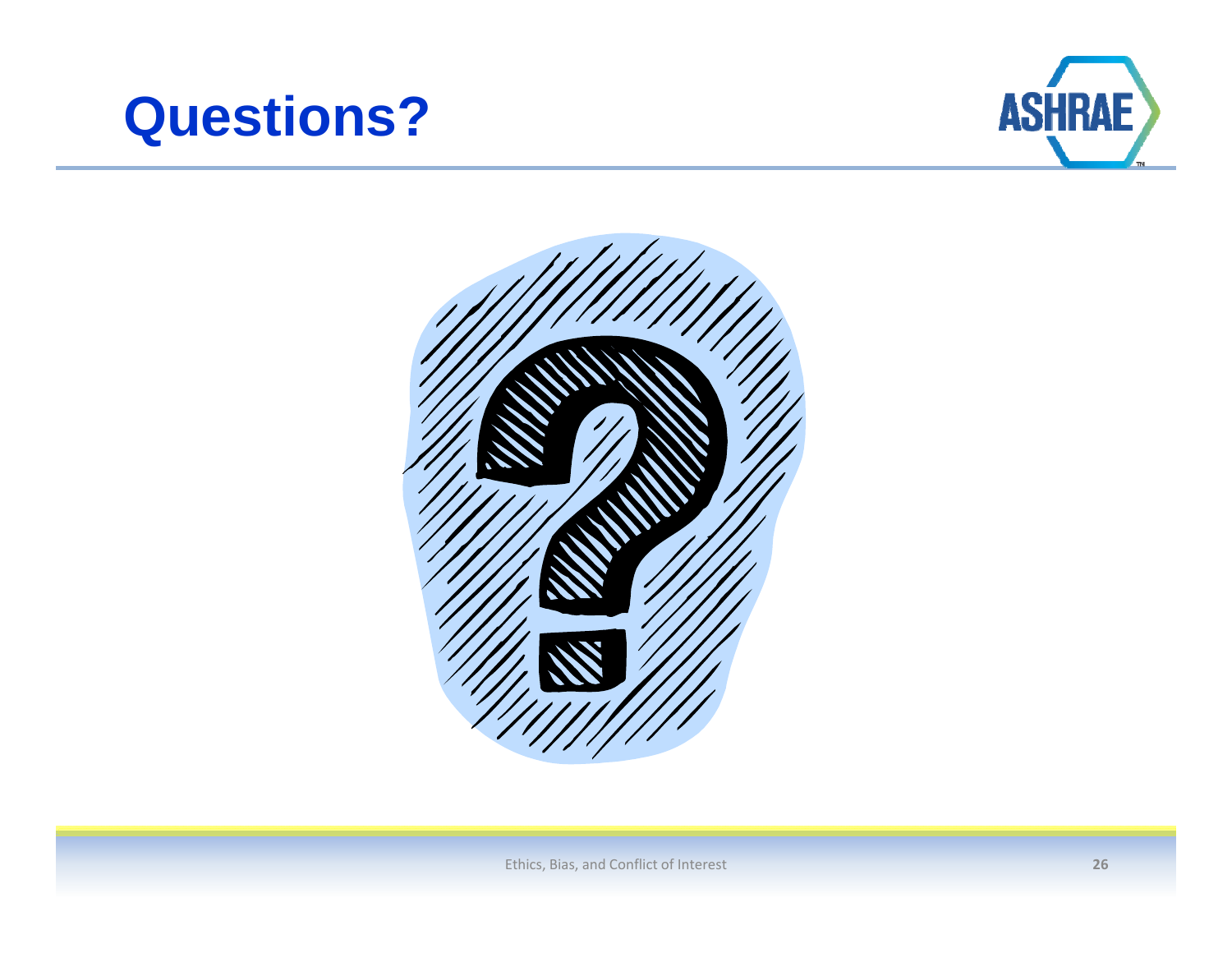# Questions?